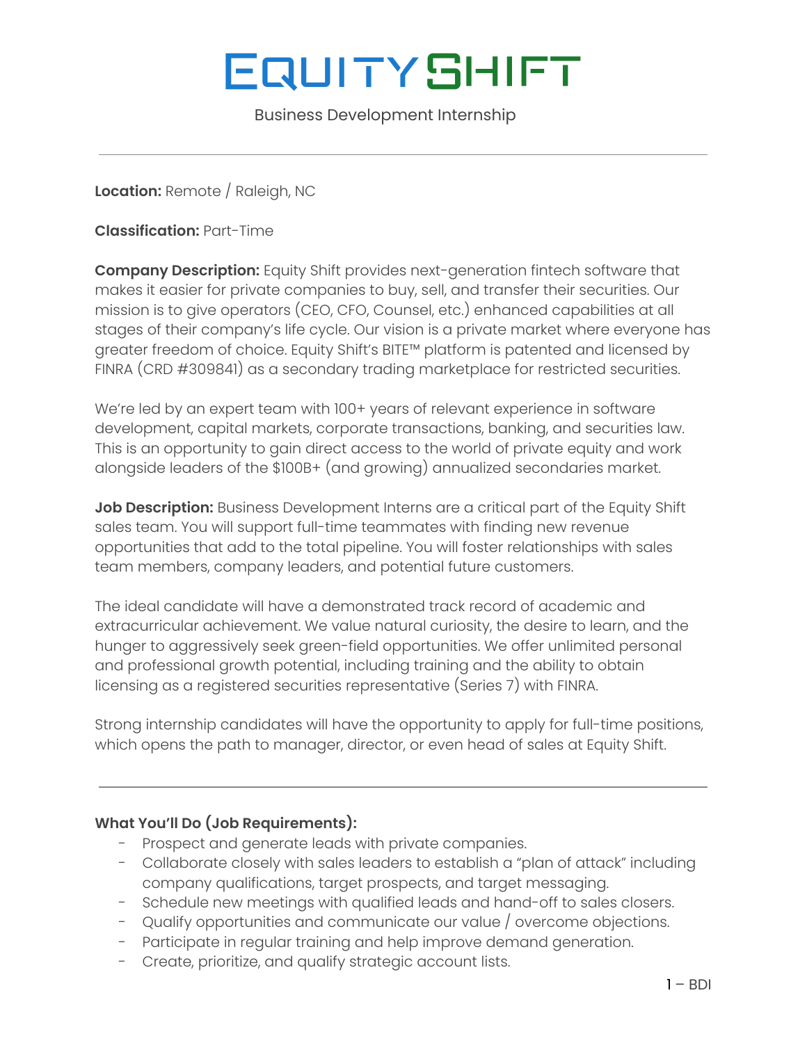# EQUITY SHIFT

Business Development Internship

---

**Location:** Remote / Raleigh, NC

**Classification:** Part-Time

**Company Description:** Equity Shift provides next-generation fintech software that makes it easier for private companies to buy, sell, and transfer their securities. Our mission is to give operators (CEO, CFO, Counsel, etc.) enhanced capabilities at all stages of their company's life cycle. Our vision is a private market where everyone has greater freedom of choice. Equity Shift's BITE™ platform is patented and licensed by FINRA (CRD #309841) as a secondary trading marketplace for restricted securities.

We're led by an expert team with 100+ years of relevant experience in software development, capital markets, corporate transactions, banking, and securities law. This is an opportunity to gain direct access to the world of private equity and work alongside leaders of the $100B+ (and growing) annualized secondaries market.

**Job Description:** Business Development Interns are a critical part of the Equity Shift sales team. You will support full-time teammates with finding new revenue opportunities that add to the total pipeline. You will foster relationships with sales team members, company leaders, and potential future customers.

The ideal candidate will have a demonstrated track record of academic and extracurricular achievement. We value natural curiosity, the desire to learn, and the hunger to aggressively seek green-field opportunities. We offer unlimited personal and professional growth potential, including training and the ability to obtain licensing as a registered securities representative (Series 7) with FINRA.

Strong internship candidates will have the opportunity to apply for full-time positions, which opens the path to manager, director, or even head of sales at Equity Shift.

---

**What You'll Do (Job Requirements):**

- Prospect and generate leads with private companies.
- Collaborate closely with sales leaders to establish a "plan of attack" including company qualifications, target prospects, and target messaging.
- Schedule new meetings with qualified leads and hand-off to sales closers.
- Qualify opportunities and communicate our value / overcome objections.
- Participate in regular training and help improve demand generation.
- Create, prioritize, and qualify strategic account lists.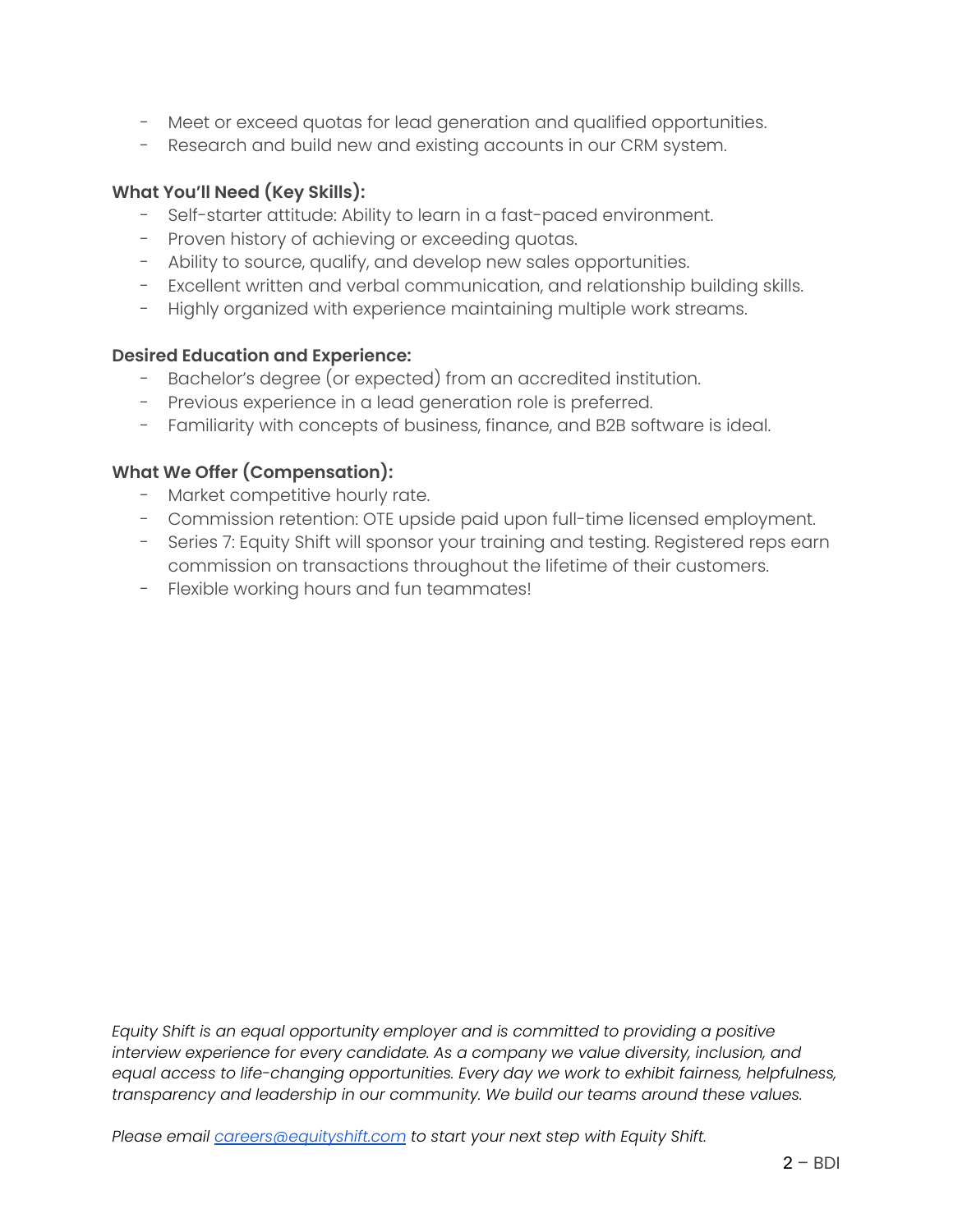- Meet or exceed quotas for lead generation and qualified opportunities.
- Research and build new and existing accounts in our CRM system.

**What You'll Need (Key Skills):**

- Self-starter attitude: Ability to learn in a fast-paced environment.
- Proven history of achieving or exceeding quotas.
- Ability to source, qualify, and develop new sales opportunities.
- Excellent written and verbal communication, and relationship building skills.
- Highly organized with experience maintaining multiple work streams.

**Desired Education and Experience:**

- Bachelor's degree (or expected) from an accredited institution.
- Previous experience in a lead generation role is preferred.
- Familiarity with concepts of business, finance, and B2B software is ideal.

**What We Offer (Compensation):**

- Market competitive hourly rate.
- Commission retention: OTE upside paid upon full-time licensed employment.
- Series 7: Equity Shift will sponsor your training and testing. Registered reps earn commission on transactions throughout the lifetime of their customers.
- Flexible working hours and fun teammates!

*Equity Shift is an equal opportunity employer and is committed to providing a positive interview experience for every candidate. As a company we value diversity, inclusion, and equal access to life-changing opportunities. Every day we work to exhibit fairness, helpfulness, transparency and leadership in our community. We build our teams around these values.*

*Please email [careers@equityshift.com](mailto:careers@equityshift.com) to start your next step with Equity Shift.*